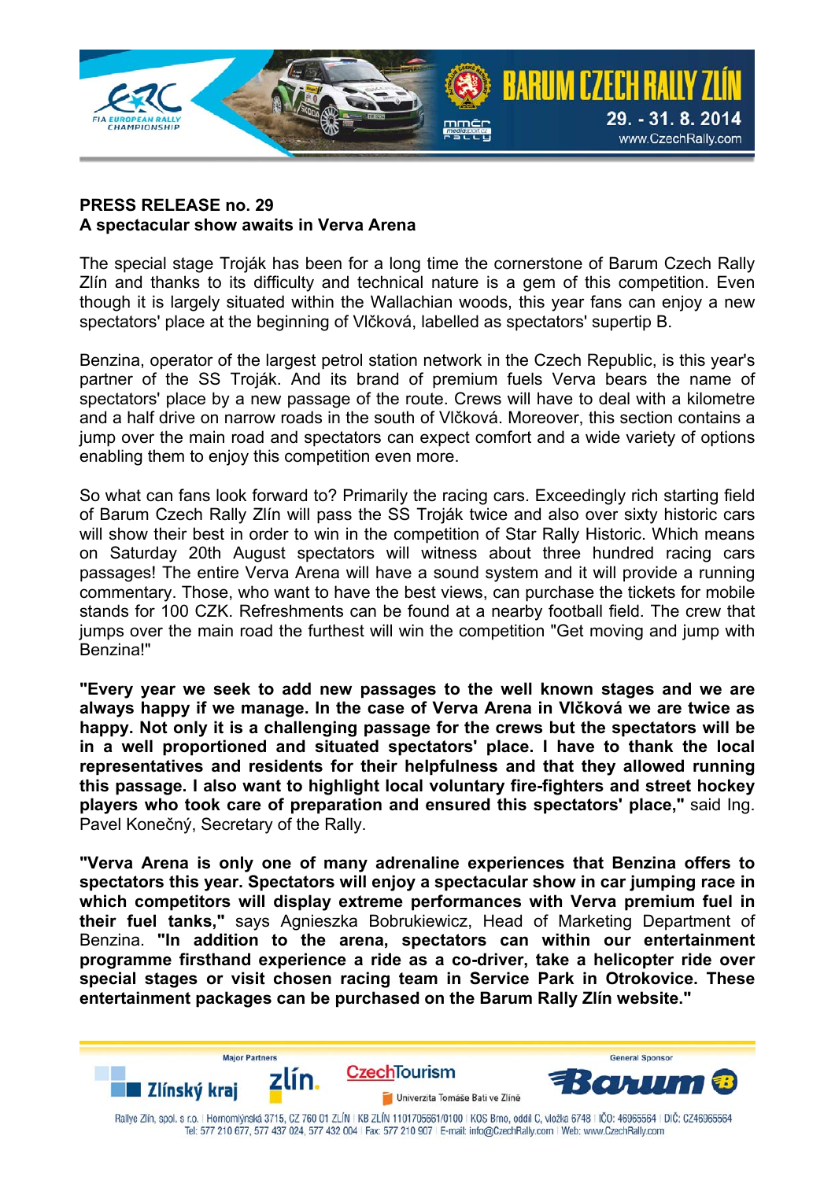**PRESS RELEASE no. 29**
**A spectacular show awaits in Verva Arena**

The special stage Troják has been for a long time the cornerstone of Barum Czech Rally Zlín and thanks to its difficulty and technical nature is a gem of this competition. Even though it is largely situated within the Wallachian woods, this year fans can enjoy a new spectators' place at the beginning of Vlčková, labelled as spectators' supertip B.

Benzina, operator of the largest petrol station network in the Czech Republic, is this year's partner of the SS Troják. And its brand of premium fuels Verva bears the name of spectators' place by a new passage of the route. Crews will have to deal with a kilometre and a half drive on narrow roads in the south of Vlčková. Moreover, this section contains a jump over the main road and spectators can expect comfort and a wide variety of options enabling them to enjoy this competition even more.

So what can fans look forward to? Primarily the racing cars. Exceedingly rich starting field of Barum Czech Rally Zlín will pass the SS Troják twice and also over sixty historic cars will show their best in order to win in the competition of Star Rally Historic. Which means on Saturday 20th August spectators will witness about three hundred racing cars passages! The entire Verva Arena will have a sound system and it will provide a running commentary. Those, who want to have the best views, can purchase the tickets for mobile stands for 100 CZK. Refreshments can be found at a nearby football field. The crew that jumps over the main road the furthest will win the competition "Get moving and jump with Benzina!"

**"Every year we seek to add new passages to the well known stages and we are always happy if we manage. In the case of Verva Arena in Vlčková we are twice as happy. Not only it is a challenging passage for the crews but the spectators will be in a well proportioned and situated spectators' place. I have to thank the local representatives and residents for their helpfulness and that they allowed running this passage. I also want to highlight local voluntary fire-fighters and street hockey players who took care of preparation and ensured this spectators' place,"** said Ing. Pavel Konečný, Secretary of the Rally.

**"Verva Arena is only one of many adrenaline experiences that Benzina offers to spectators this year. Spectators will enjoy a spectacular show in car jumping race in which competitors will display extreme performances with Verva premium fuel in their fuel tanks,"** says Agnieszka Bobrukiewicz, Head of Marketing Department of Benzina. **"In addition to the arena, spectators can within our entertainment programme firsthand experience a ride as a co-driver, take a helicopter ride over special stages or visit chosen racing team in Service Park in Otrokovice. These entertainment packages can be purchased on the Barum Rally Zlín website."**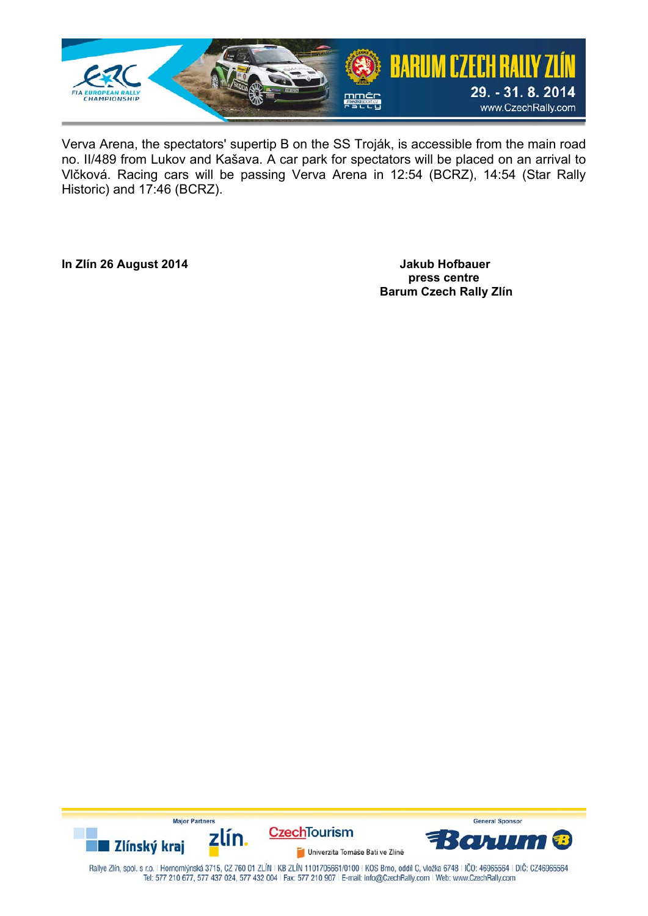Verva Arena, the spectators' supertip B on the SS Troják, is accessible from the main road no. II/489 from Lukov and Kašava. A car park for spectators will be placed on an arrival to Vlčková. Racing cars will be passing Verva Arena in 12:54 (BCRZ), 14:54 (Star Rally Historic) and 17:46 (BCRZ).

**In Zlín 26 August 2014**

**Jakub Hofbauer**
**press centre**
**Barum Czech Rally Zlín**